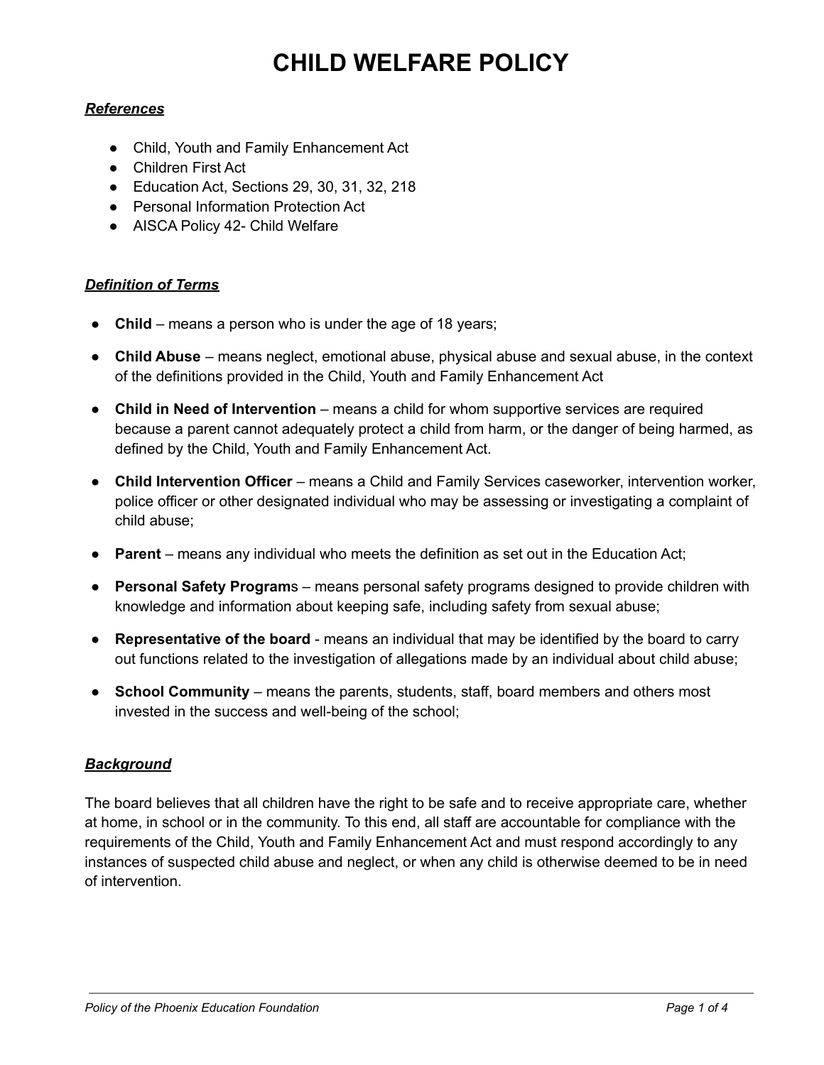# CHILD WELFARE POLICY

## ***References***

- Child, Youth and Family Enhancement Act
- Children First Act
- Education Act, Sections 29, 30, 31, 32, 218
- Personal Information Protection Act
- AISCA Policy 42- Child Welfare

## ***Definition of Terms***

- **Child** – means a person who is under the age of 18 years;
- **Child Abuse** – means neglect, emotional abuse, physical abuse and sexual abuse, in the context of the definitions provided in the Child, Youth and Family Enhancement Act
- **Child in Need of Intervention** – means a child for whom supportive services are required because a parent cannot adequately protect a child from harm, or the danger of being harmed, as defined by the Child, Youth and Family Enhancement Act.
- **Child Intervention Officer** – means a Child and Family Services caseworker, intervention worker, police officer or other designated individual who may be assessing or investigating a complaint of child abuse;
- **Parent** – means any individual who meets the definition as set out in the Education Act;
- **Personal Safety Program**s – means personal safety programs designed to provide children with knowledge and information about keeping safe, including safety from sexual abuse;
- **Representative of the board** - means an individual that may be identified by the board to carry out functions related to the investigation of allegations made by an individual about child abuse;
- **School Community** – means the parents, students, staff, board members and others most invested in the success and well-being of the school;

## ***Background***

The board believes that all children have the right to be safe and to receive appropriate care, whether at home, in school or in the community. To this end, all staff are accountable for compliance with the requirements of the Child, Youth and Family Enhancement Act and must respond accordingly to any instances of suspected child abuse and neglect, or when any child is otherwise deemed to be in need of intervention.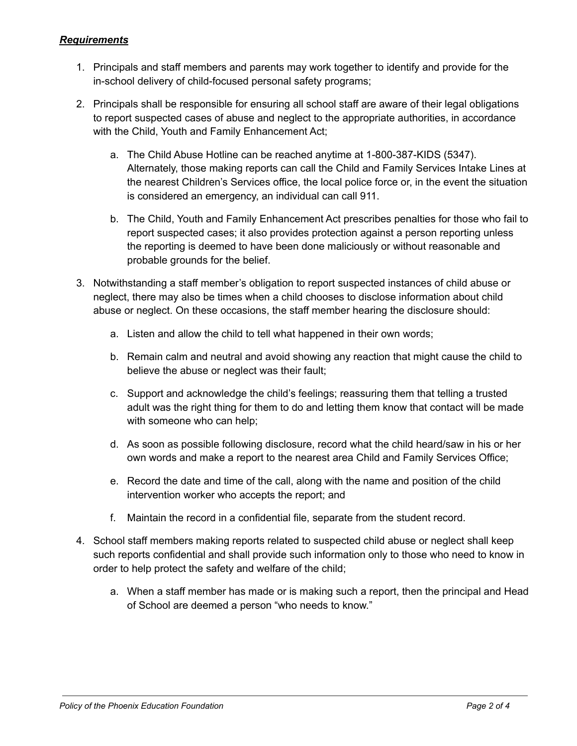***Requirements***

1. Principals and staff members and parents may work together to identify and provide for the in-school delivery of child-focused personal safety programs;

2. Principals shall be responsible for ensuring all school staff are aware of their legal obligations to report suspected cases of abuse and neglect to the appropriate authorities, in accordance with the Child, Youth and Family Enhancement Act;

   a. The Child Abuse Hotline can be reached anytime at 1-800-387-KIDS (5347). Alternately, those making reports can call the Child and Family Services Intake Lines at the nearest Children's Services office, the local police force or, in the event the situation is considered an emergency, an individual can call 911.

   b. The Child, Youth and Family Enhancement Act prescribes penalties for those who fail to report suspected cases; it also provides protection against a person reporting unless the reporting is deemed to have been done maliciously or without reasonable and probable grounds for the belief.

3. Notwithstanding a staff member's obligation to report suspected instances of child abuse or neglect, there may also be times when a child chooses to disclose information about child abuse or neglect. On these occasions, the staff member hearing the disclosure should:

   a. Listen and allow the child to tell what happened in their own words;

   b. Remain calm and neutral and avoid showing any reaction that might cause the child to believe the abuse or neglect was their fault;

   c. Support and acknowledge the child's feelings; reassuring them that telling a trusted adult was the right thing for them to do and letting them know that contact will be made with someone who can help;

   d. As soon as possible following disclosure, record what the child heard/saw in his or her own words and make a report to the nearest area Child and Family Services Office;

   e. Record the date and time of the call, along with the name and position of the child intervention worker who accepts the report; and

   f. Maintain the record in a confidential file, separate from the student record.

4. School staff members making reports related to suspected child abuse or neglect shall keep such reports confidential and shall provide such information only to those who need to know in order to help protect the safety and welfare of the child;

   a. When a staff member has made or is making such a report, then the principal and Head of School are deemed a person "who needs to know."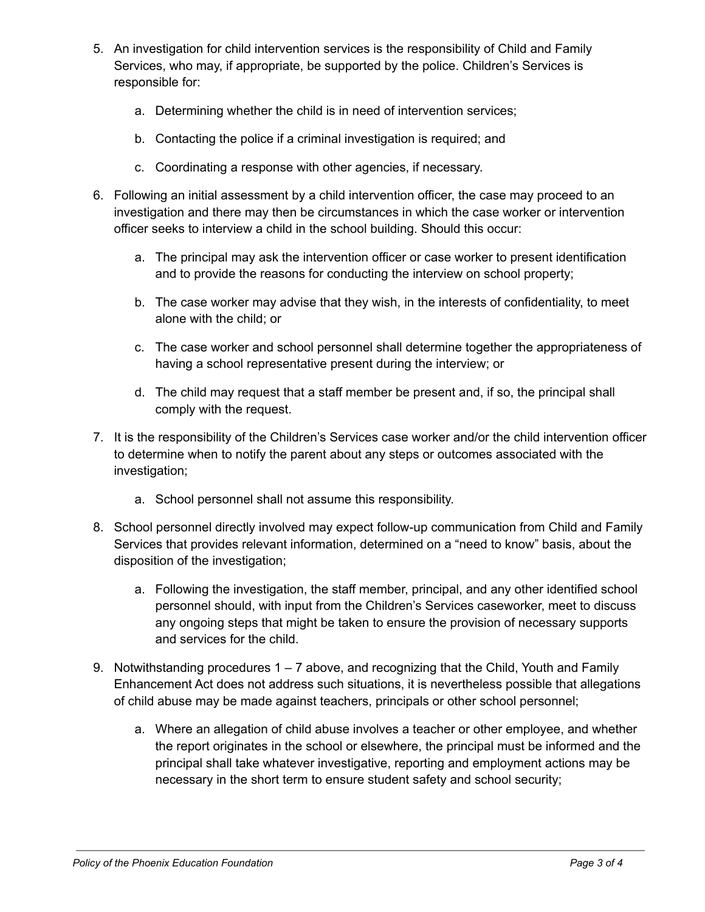5. An investigation for child intervention services is the responsibility of Child and Family Services, who may, if appropriate, be supported by the police. Children's Services is responsible for:

    a. Determining whether the child is in need of intervention services;

    b. Contacting the police if a criminal investigation is required; and

    c. Coordinating a response with other agencies, if necessary.

6. Following an initial assessment by a child intervention officer, the case may proceed to an investigation and there may then be circumstances in which the case worker or intervention officer seeks to interview a child in the school building. Should this occur:

    a. The principal may ask the intervention officer or case worker to present identification and to provide the reasons for conducting the interview on school property;

    b. The case worker may advise that they wish, in the interests of confidentiality, to meet alone with the child; or

    c. The case worker and school personnel shall determine together the appropriateness of having a school representative present during the interview; or

    d. The child may request that a staff member be present and, if so, the principal shall comply with the request.

7. It is the responsibility of the Children's Services case worker and/or the child intervention officer to determine when to notify the parent about any steps or outcomes associated with the investigation;

    a. School personnel shall not assume this responsibility.

8. School personnel directly involved may expect follow-up communication from Child and Family Services that provides relevant information, determined on a "need to know" basis, about the disposition of the investigation;

    a. Following the investigation, the staff member, principal, and any other identified school personnel should, with input from the Children's Services caseworker, meet to discuss any ongoing steps that might be taken to ensure the provision of necessary supports and services for the child.

9. Notwithstanding procedures 1 – 7 above, and recognizing that the Child, Youth and Family Enhancement Act does not address such situations, it is nevertheless possible that allegations of child abuse may be made against teachers, principals or other school personnel;

    a. Where an allegation of child abuse involves a teacher or other employee, and whether the report originates in the school or elsewhere, the principal must be informed and the principal shall take whatever investigative, reporting and employment actions may be necessary in the short term to ensure student safety and school security;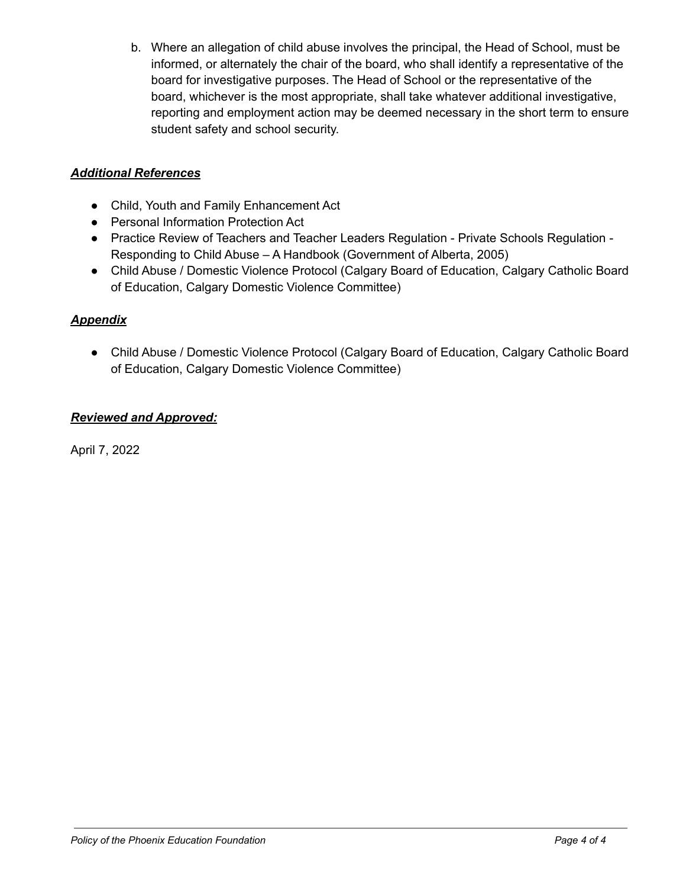b. Where an allegation of child abuse involves the principal, the Head of School, must be informed, or alternately the chair of the board, who shall identify a representative of the board for investigative purposes. The Head of School or the representative of the board, whichever is the most appropriate, shall take whatever additional investigative, reporting and employment action may be deemed necessary in the short term to ensure student safety and school security.

***Additional References***

- Child, Youth and Family Enhancement Act
- Personal Information Protection Act
- Practice Review of Teachers and Teacher Leaders Regulation - Private Schools Regulation - Responding to Child Abuse – A Handbook (Government of Alberta, 2005)
- Child Abuse / Domestic Violence Protocol (Calgary Board of Education, Calgary Catholic Board of Education, Calgary Domestic Violence Committee)

***Appendix***

- Child Abuse / Domestic Violence Protocol (Calgary Board of Education, Calgary Catholic Board of Education, Calgary Domestic Violence Committee)

***Reviewed and Approved:***

April 7, 2022